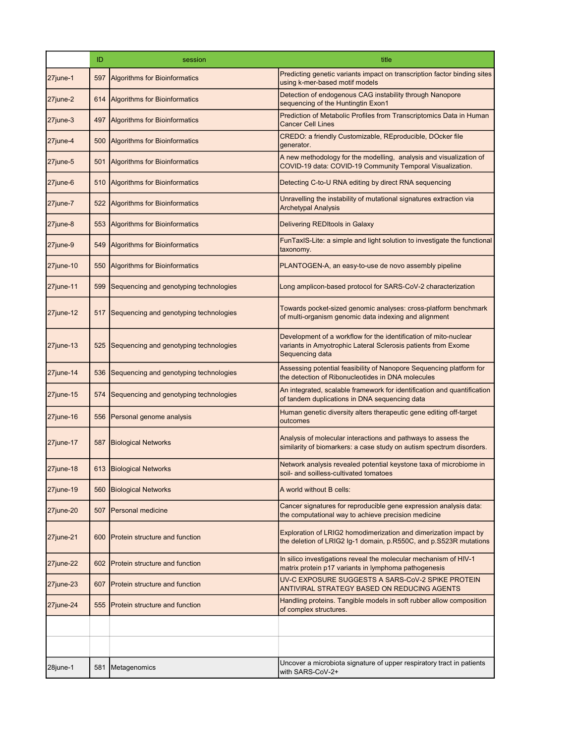|  | ID | session | title |
|---|---|---|---|
| 27june-1 | 597 | Algorithms for Bioinformatics | Predicting genetic variants impact on transcription factor binding sites using k-mer-based motif models |
| 27june-2 | 614 | Algorithms for Bioinformatics | Detection of endogenous CAG instability through Nanopore sequencing of the Huntingtin Exon1 |
| 27june-3 | 497 | Algorithms for Bioinformatics | Prediction of Metabolic Profiles from Transcriptomics Data in Human Cancer Cell Lines |
| 27june-4 | 500 | Algorithms for Bioinformatics | CREDO: a friendly Customizable, REproducible, DOcker file generator. |
| 27june-5 | 501 | Algorithms for Bioinformatics | A new methodology for the modelling, analysis and visualization of COVID-19 data: COVID-19 Community Temporal Visualization. |
| 27june-6 | 510 | Algorithms for Bioinformatics | Detecting C-to-U RNA editing by direct RNA sequencing |
| 27june-7 | 522 | Algorithms for Bioinformatics | Unravelling the instability of mutational signatures extraction via Archetypal Analysis |
| 27june-8 | 553 | Algorithms for Bioinformatics | Delivering REDItools in Galaxy |
| 27june-9 | 549 | Algorithms for Bioinformatics | FunTaxIS-Lite: a simple and light solution to investigate the functional taxonomy. |
| 27june-10 | 550 | Algorithms for Bioinformatics | PLANTOGEN-A, an easy-to-use de novo assembly pipeline |
| 27june-11 | 599 | Sequencing and genotyping technologies | Long amplicon-based protocol for SARS-CoV-2 characterization |
| 27june-12 | 517 | Sequencing and genotyping technologies | Towards pocket-sized genomic analyses: cross-platform benchmark of multi-organism genomic data indexing and alignment |
| 27june-13 | 525 | Sequencing and genotyping technologies | Development of a workflow for the identification of mito-nuclear variants in Amyotrophic Lateral Sclerosis patients from Exome Sequencing data |
| 27june-14 | 536 | Sequencing and genotyping technologies | Assessing potential feasibility of Nanopore Sequencing platform for the detection of Ribonucleotides in DNA molecules |
| 27june-15 | 574 | Sequencing and genotyping technologies | An integrated, scalable framework for identification and quantification of tandem duplications in DNA sequencing data |
| 27june-16 | 556 | Personal genome analysis | Human genetic diversity alters therapeutic gene editing off-target outcomes |
| 27june-17 | 587 | Biological Networks | Analysis of molecular interactions and pathways to assess the similarity of biomarkers: a case study on autism spectrum disorders. |
| 27june-18 | 613 | Biological Networks | Network analysis revealed potential keystone taxa of microbiome in soil- and soilless-cultivated tomatoes |
| 27june-19 | 560 | Biological Networks | A world without B cells: |
| 27june-20 | 507 | Personal medicine | Cancer signatures for reproducible gene expression analysis data: the computational way to achieve precision medicine |
| 27june-21 | 600 | Protein structure and function | Exploration of LRIG2 homodimerization and dimerization impact by the deletion of LRIG2 Ig-1 domain, p.R550C, and p.S523R mutations |
| 27june-22 | 602 | Protein structure and function | In silico investigations reveal the molecular mechanism of HIV-1 matrix protein p17 variants in lymphoma pathogenesis |
| 27june-23 | 607 | Protein structure and function | UV-C EXPOSURE SUGGESTS A SARS-CoV-2 SPIKE PROTEIN ANTIVIRAL STRATEGY BASED ON REDUCING AGENTS |
| 27june-24 | 555 | Protein structure and function | Handling proteins. Tangible models in soft rubber allow composition of complex structures. |
|  |  |  |  |
|  |  |  |  |
| 28june-1 | 581 | Metagenomics | Uncover a microbiota signature of upper respiratory tract in patients with SARS-CoV-2+ |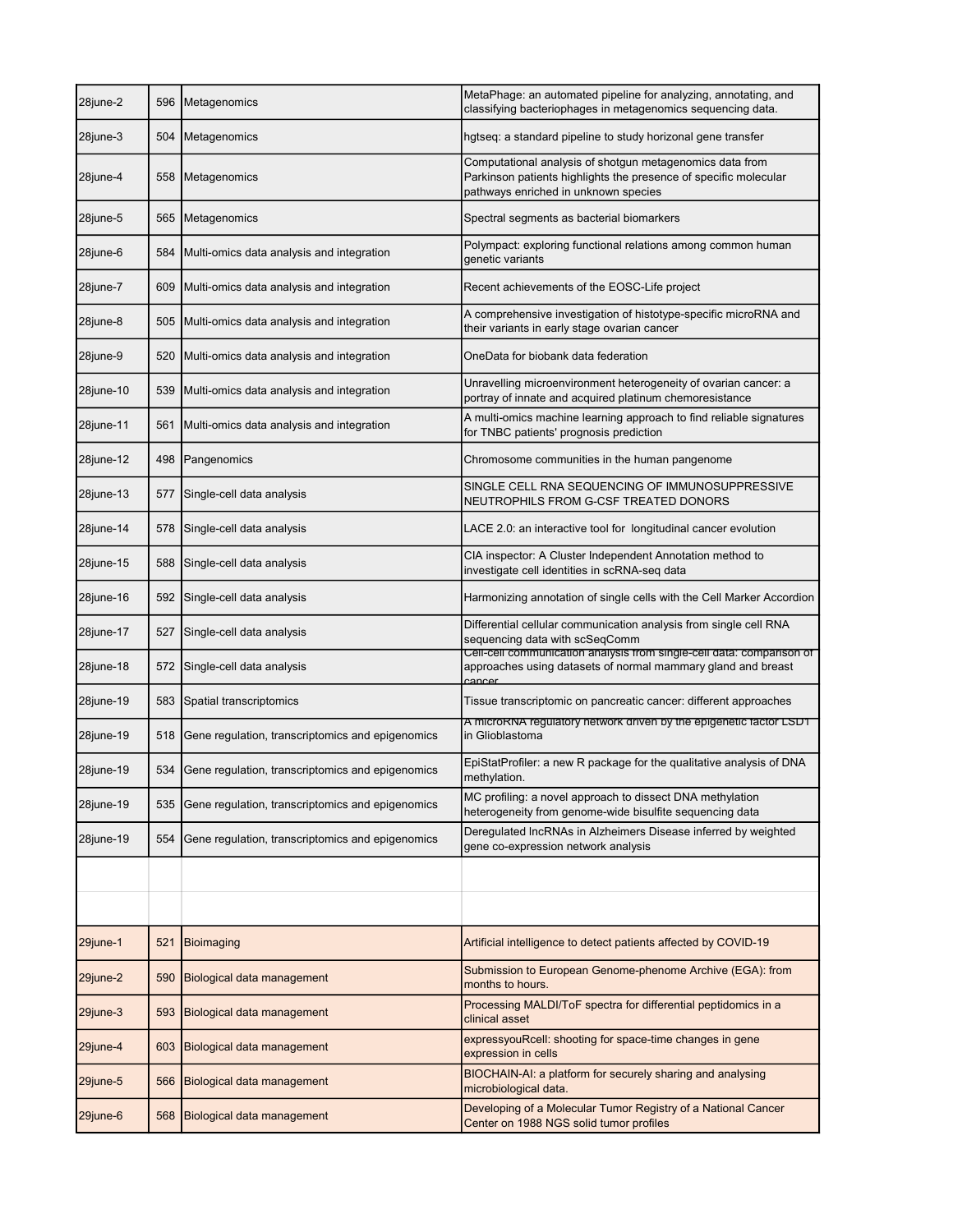| | | | |
|---|---|---|---|
| 28june-2 | 596 | Metagenomics | MetaPhage: an automated pipeline for analyzing, annotating, and classifying bacteriophages in metagenomics sequencing data. |
| 28june-3 | 504 | Metagenomics | hgtseq: a standard pipeline to study horizonal gene transfer |
| 28june-4 | 558 | Metagenomics | Computational analysis of shotgun metagenomics data from Parkinson patients highlights the presence of specific molecular pathways enriched in unknown species |
| 28june-5 | 565 | Metagenomics | Spectral segments as bacterial biomarkers |
| 28june-6 | 584 | Multi-omics data analysis and integration | Polympact: exploring functional relations among common human genetic variants |
| 28june-7 | 609 | Multi-omics data analysis and integration | Recent achievements of the EOSC-Life project |
| 28june-8 | 505 | Multi-omics data analysis and integration | A comprehensive investigation of histotype-specific microRNA and their variants in early stage ovarian cancer |
| 28june-9 | 520 | Multi-omics data analysis and integration | OneData for biobank data federation |
| 28june-10 | 539 | Multi-omics data analysis and integration | Unravelling microenvironment heterogeneity of ovarian cancer: a portray of innate and acquired platinum chemoresistance |
| 28june-11 | 561 | Multi-omics data analysis and integration | A multi-omics machine learning approach to find reliable signatures for TNBC patients' prognosis prediction |
| 28june-12 | 498 | Pangenomics | Chromosome communities in the human pangenome |
| 28june-13 | 577 | Single-cell data analysis | SINGLE CELL RNA SEQUENCING OF IMMUNOSUPPRESSIVE NEUTROPHILS FROM G-CSF TREATED DONORS |
| 28june-14 | 578 | Single-cell data analysis | LACE 2.0: an interactive tool for longitudinal cancer evolution |
| 28june-15 | 588 | Single-cell data analysis | CIA inspector: A Cluster Independent Annotation method to investigate cell identities in scRNA-seq data |
| 28june-16 | 592 | Single-cell data analysis | Harmonizing annotation of single cells with the Cell Marker Accordion |
| 28june-17 | 527 | Single-cell data analysis | Differential cellular communication analysis from single cell RNA sequencing data with scSeqComm |
| 28june-18 | 572 | Single-cell data analysis | Cell-cell communication analysis from single-cell data: comparison of approaches using datasets of normal mammary gland and breast cancer |
| 28june-19 | 583 | Spatial transcriptomics | Tissue transcriptomic on pancreatic cancer: different approaches |
| 28june-19 | 518 | Gene regulation, transcriptomics and epigenomics | A microRNA regulatory network driven by the epigenetic factor LSD1 in Glioblastoma |
| 28june-19 | 534 | Gene regulation, transcriptomics and epigenomics | EpiStatProfiler: a new R package for the qualitative analysis of DNA methylation. |
| 28june-19 | 535 | Gene regulation, transcriptomics and epigenomics | MC profiling: a novel approach to dissect DNA methylation heterogeneity from genome-wide bisulfite sequencing data |
| 28june-19 | 554 | Gene regulation, transcriptomics and epigenomics | Deregulated lncRNAs in Alzheimers Disease inferred by weighted gene co-expression network analysis |
| | | | |
| | | | |
| 29june-1 | 521 | Bioimaging | Artificial intelligence to detect patients affected by COVID-19 |
| 29june-2 | 590 | Biological data management | Submission to European Genome-phenome Archive (EGA): from months to hours. |
| 29june-3 | 593 | Biological data management | Processing MALDI/ToF spectra for differential peptidomics in a clinical asset |
| 29june-4 | 603 | Biological data management | expressyouRcell: shooting for space-time changes in gene expression in cells |
| 29june-5 | 566 | Biological data management | BIOCHAIN-AI: a platform for securely sharing and analysing microbiological data. |
| 29june-6 | 568 | Biological data management | Developing of a Molecular Tumor Registry of a National Cancer Center on 1988 NGS solid tumor profiles |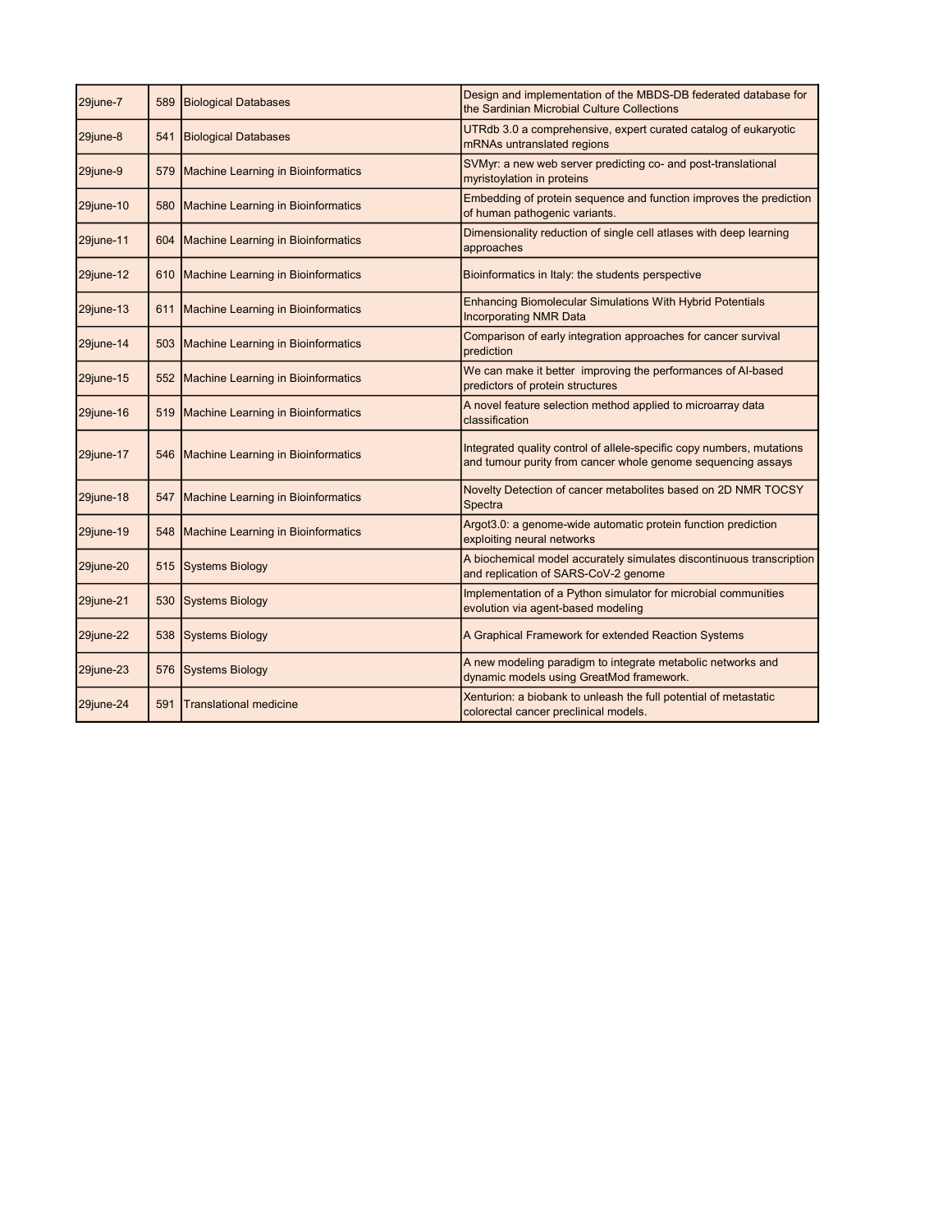| | | | |
|---|---|---|---|
| 29june-7 | 589 | Biological Databases | Design and implementation of the MBDS-DB federated database for the Sardinian Microbial Culture Collections |
| 29june-8 | 541 | Biological Databases | UTRdb 3.0 a comprehensive, expert curated catalog of eukaryotic mRNAs untranslated regions |
| 29june-9 | 579 | Machine Learning in Bioinformatics | SVMyr: a new web server predicting co- and post-translational myristoylation in proteins |
| 29june-10 | 580 | Machine Learning in Bioinformatics | Embedding of protein sequence and function improves the prediction of human pathogenic variants. |
| 29june-11 | 604 | Machine Learning in Bioinformatics | Dimensionality reduction of single cell atlases with deep learning approaches |
| 29june-12 | 610 | Machine Learning in Bioinformatics | Bioinformatics in Italy: the students perspective |
| 29june-13 | 611 | Machine Learning in Bioinformatics | Enhancing Biomolecular Simulations With Hybrid Potentials Incorporating NMR Data |
| 29june-14 | 503 | Machine Learning in Bioinformatics | Comparison of early integration approaches for cancer survival prediction |
| 29june-15 | 552 | Machine Learning in Bioinformatics | We can make it better  improving the performances of AI-based predictors of protein structures |
| 29june-16 | 519 | Machine Learning in Bioinformatics | A novel feature selection method applied to microarray data classification |
| 29june-17 | 546 | Machine Learning in Bioinformatics | Integrated quality control of allele-specific copy numbers, mutations and tumour purity from cancer whole genome sequencing assays |
| 29june-18 | 547 | Machine Learning in Bioinformatics | Novelty Detection of cancer metabolites based on 2D NMR TOCSY Spectra |
| 29june-19 | 548 | Machine Learning in Bioinformatics | Argot3.0: a genome-wide automatic protein function prediction exploiting neural networks |
| 29june-20 | 515 | Systems Biology | A biochemical model accurately simulates discontinuous transcription and replication of SARS-CoV-2 genome |
| 29june-21 | 530 | Systems Biology | Implementation of a Python simulator for microbial communities evolution via agent-based modeling |
| 29june-22 | 538 | Systems Biology | A Graphical Framework for extended Reaction Systems |
| 29june-23 | 576 | Systems Biology | A new modeling paradigm to integrate metabolic networks and dynamic models using GreatMod framework. |
| 29june-24 | 591 | Translational medicine | Xenturion: a biobank to unleash the full potential of metastatic colorectal cancer preclinical models. |